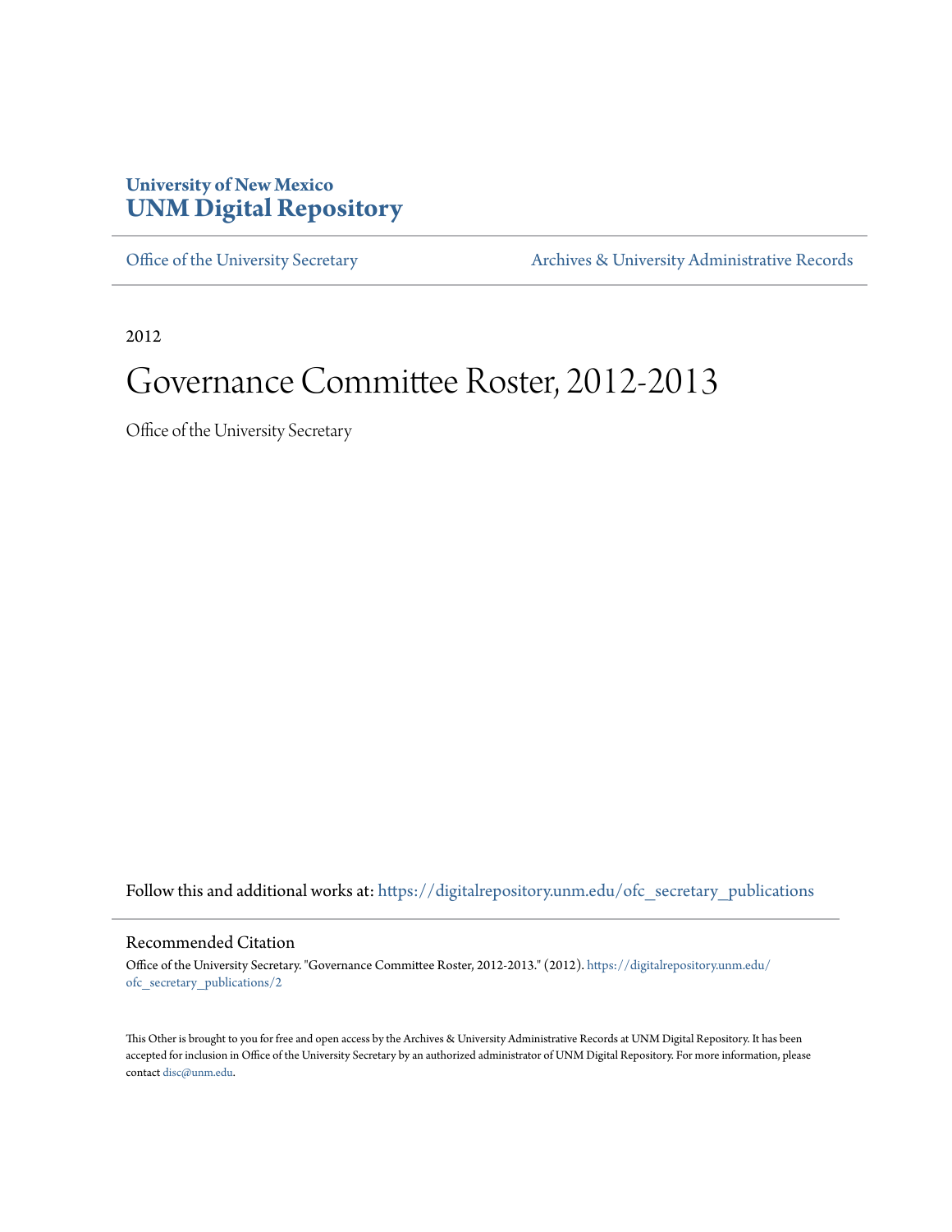University of New Mexico
# UNM Digital Repository

Office of the University Secretary | Archives & University Administrative Records

2012

# Governance Committee Roster, 2012-2013

Office of the University Secretary

Follow this and additional works at: https://digitalrepository.unm.edu/ofc_secretary_publications

## Recommended Citation

Office of the University Secretary. "Governance Committee Roster, 2012-2013." (2012). https://digitalrepository.unm.edu/ofc_secretary_publications/2

This Other is brought to you for free and open access by the Archives & University Administrative Records at UNM Digital Repository. It has been accepted for inclusion in Office of the University Secretary by an authorized administrator of UNM Digital Repository. For more information, please contact disc@unm.edu.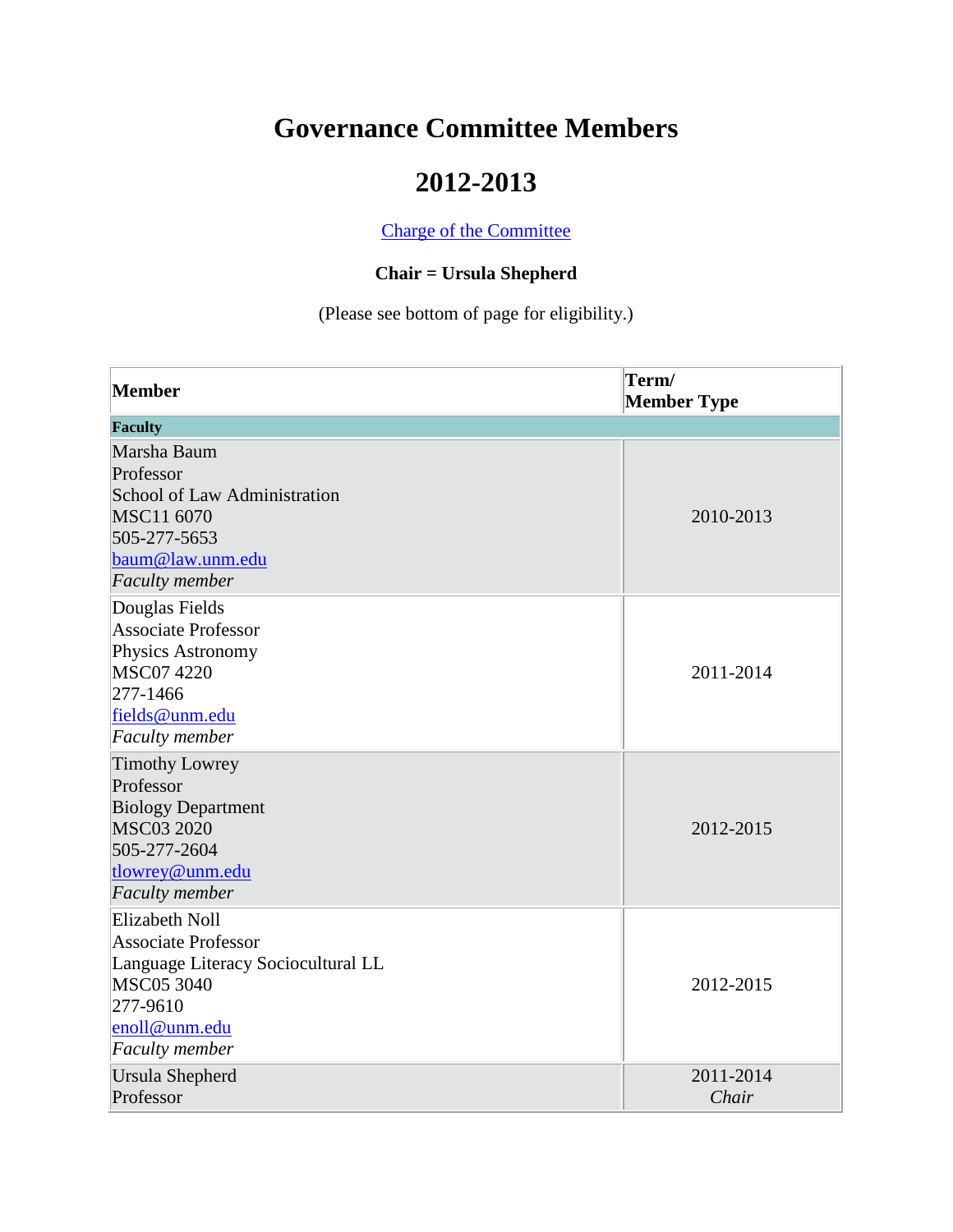# Governance Committee Members

# 2012-2013

[Charge of the Committee]

**Chair = Ursula Shepherd**

(Please see bottom of page for eligibility.)

| Member | Term/ Member Type |
|---|---|
| **Faculty** | |
| Marsha Baum<br>Professor<br>School of Law Administration<br>MSC11 6070<br>505-277-5653<br>baum@law.unm.edu<br>*Faculty member* | 2010-2013 |
| Douglas Fields<br>Associate Professor<br>Physics Astronomy<br>MSC07 4220<br>277-1466<br>fields@unm.edu<br>*Faculty member* | 2011-2014 |
| Timothy Lowrey<br>Professor<br>Biology Department<br>MSC03 2020<br>505-277-2604<br>tlowrey@unm.edu<br>*Faculty member* | 2012-2015 |
| Elizabeth Noll<br>Associate Professor<br>Language Literacy Sociocultural LL<br>MSC05 3040<br>277-9610<br>enoll@unm.edu<br>*Faculty member* | 2012-2015 |
| Ursula Shepherd<br>Professor | 2011-2014<br>*Chair* |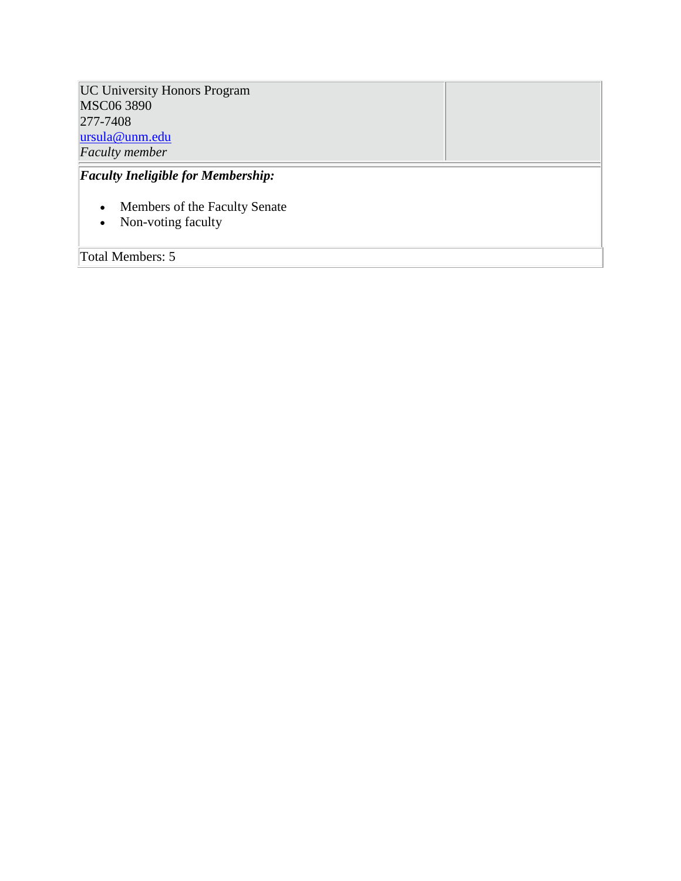| | |
|---|---|
| UC University Honors Program<br>MSC06 3890<br>277-7408<br>ursula@unm.edu<br>*Faculty member* | |

***Faculty Ineligible for Membership:***

- Members of the Faculty Senate
- Non-voting faculty

Total Members: 5